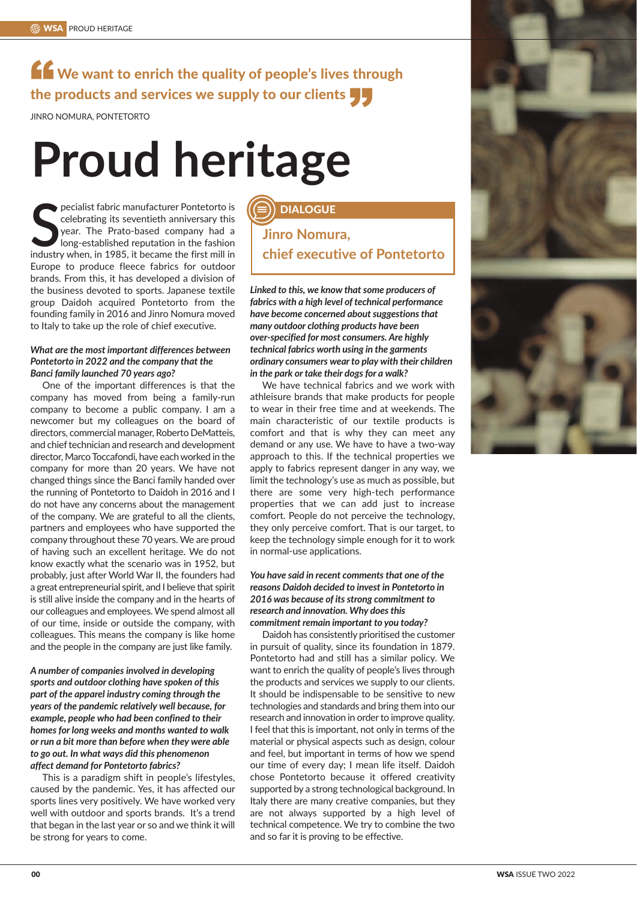> We want to enrich the quality of people's lives through the products and services we supply to our clients

JINRO NOMURA, PONTETORTO

# Proud heritage

Specialist fabric manufacturer Pontetorto is celebrating its seventieth anniversary this year. The Prato-based company had a long-established reputation in the fashion industry when, in 1985, it became the first mill in Europe to produce fleece fabrics for outdoor brands. From this, it has developed a division of the business devoted to sports. Japanese textile group Daidoh acquired Pontetorto from the founding family in 2016 and Jinro Nomura moved to Italy to take up the role of chief executive.

**DIALOGUE**

## Jinro Nomura, chief executive of Pontetorto

***What are the most important differences between Pontetorto in 2022 and the company that the Banci family launched 70 years ago?***

One of the important differences is that the company has moved from being a family-run company to become a public company. I am a newcomer but my colleagues on the board of directors, commercial manager, Roberto DeMatteis, and chief technician and research and development director, Marco Toccafondi, have each worked in the company for more than 20 years. We have not changed things since the Banci family handed over the running of Pontetorto to Daidoh in 2016 and I do not have any concerns about the management of the company. We are grateful to all the clients, partners and employees who have supported the company throughout these 70 years. We are proud of having such an excellent heritage. We do not know exactly what the scenario was in 1952, but probably, just after World War II, the founders had a great entrepreneurial spirit, and I believe that spirit is still alive inside the company and in the hearts of our colleagues and employees. We spend almost all of our time, inside or outside the company, with colleagues. This means the company is like home and the people in the company are just like family.

***A number of companies involved in developing sports and outdoor clothing have spoken of this part of the apparel industry coming through the years of the pandemic relatively well because, for example, people who had been confined to their homes for long weeks and months wanted to walk or run a bit more than before when they were able to go out. In what ways did this phenomenon affect demand for Pontetorto fabrics?***

This is a paradigm shift in people's lifestyles, caused by the pandemic. Yes, it has affected our sports lines very positively. We have worked very well with outdoor and sports brands. It's a trend that began in the last year or so and we think it will be strong for years to come.

***Linked to this, we know that some producers of fabrics with a high level of technical performance have become concerned about suggestions that many outdoor clothing products have been over-specified for most consumers. Are highly technical fabrics worth using in the garments ordinary consumers wear to play with their children in the park or take their dogs for a walk?***

We have technical fabrics and we work with athleisure brands that make products for people to wear in their free time and at weekends. The main characteristic of our textile products is comfort and that is why they can meet any demand or any use. We have to have a two-way approach to this. If the technical properties we apply to fabrics represent danger in any way, we limit the technology's use as much as possible, but there are some very high-tech performance properties that we can add just to increase comfort. People do not perceive the technology, they only perceive comfort. That is our target, to keep the technology simple enough for it to work in normal-use applications.

***You have said in recent comments that one of the reasons Daidoh decided to invest in Pontetorto in 2016 was because of its strong commitment to research and innovation. Why does this commitment remain important to you today?***

Daidoh has consistently prioritised the customer in pursuit of quality, since its foundation in 1879. Pontetorto had and still has a similar policy. We want to enrich the quality of people's lives through the products and services we supply to our clients. It should be indispensable to be sensitive to new technologies and standards and bring them into our research and innovation in order to improve quality. I feel that this is important, not only in terms of the material or physical aspects such as design, colour and feel, but important in terms of how we spend our time of every day; I mean life itself. Daidoh chose Pontetorto because it offered creativity supported by a strong technological background. In Italy there are many creative companies, but they are not always supported by a high level of technical competence. We try to combine the two and so far it is proving to be effective.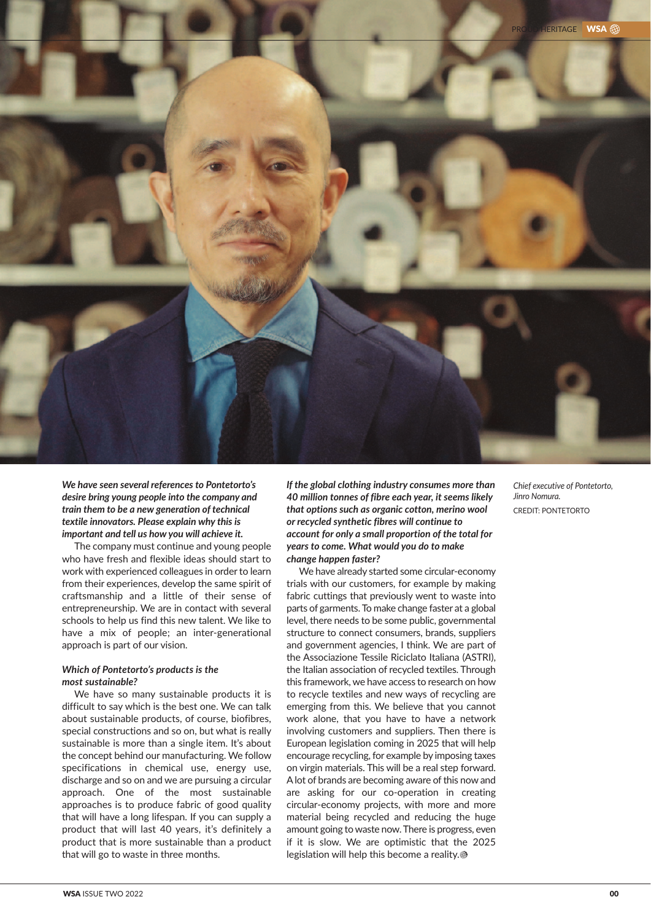***We have seen several references to Pontetorto's desire bring young people into the company and train them to be a new generation of technical textile innovators. Please explain why this is important and tell us how you will achieve it.***

The company must continue and young people who have fresh and flexible ideas should start to work with experienced colleagues in order to learn from their experiences, develop the same spirit of craftsmanship and a little of their sense of entrepreneurship. We are in contact with several schools to help us find this new talent. We like to have a mix of people; an inter-generational approach is part of our vision.

***Which of Pontetorto's products is the most sustainable?***

We have so many sustainable products it is difficult to say which is the best one. We can talk about sustainable products, of course, biofibres, special constructions and so on, but what is really sustainable is more than a single item. It's about the concept behind our manufacturing. We follow specifications in chemical use, energy use, discharge and so on and we are pursuing a circular approach. One of the most sustainable approaches is to produce fabric of good quality that will have a long lifespan. If you can supply a product that will last 40 years, it's definitely a product that is more sustainable than a product that will go to waste in three months.

***If the global clothing industry consumes more than 40 million tonnes of fibre each year, it seems likely that options such as organic cotton, merino wool or recycled synthetic fibres will continue to account for only a small proportion of the total for years to come. What would you do to make change happen faster?***

We have already started some circular-economy trials with our customers, for example by making fabric cuttings that previously went to waste into parts of garments. To make change faster at a global level, there needs to be some public, governmental structure to connect consumers, brands, suppliers and government agencies, I think. We are part of the Associazione Tessile Riciclato Italiana (ASTRI), the Italian association of recycled textiles. Through this framework, we have access to research on how to recycle textiles and new ways of recycling are emerging from this. We believe that you cannot work alone, that you have to have a network involving customers and suppliers. Then there is European legislation coming in 2025 that will help encourage recycling, for example by imposing taxes on virgin materials. This will be a real step forward. A lot of brands are becoming aware of this now and are asking for our co-operation in creating circular-economy projects, with more and more material being recycled and reducing the huge amount going to waste now. There is progress, even if it is slow. We are optimistic that the 2025 legislation will help this become a reality.

*Chief executive of Pontetorto, Jinro Nomura.*

CREDIT: PONTETORTO